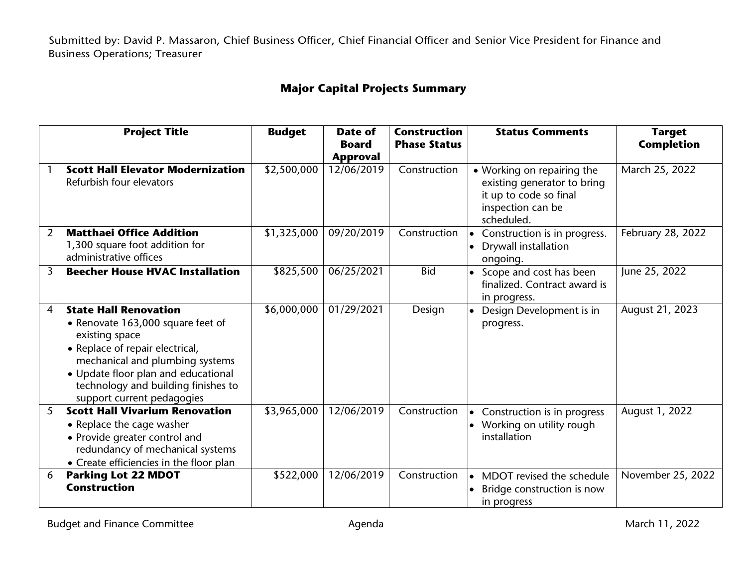Submitted by: David P. Massaron, Chief Business Officer, Chief Financial Officer and Senior Vice President for Finance and Business Operations; Treasurer

## Major Capital Projects Summary

| | Project Title | Budget | Date of Board Approval | Construction Phase Status | Status Comments | Target Completion |
|---|---|---|---|---|---|---|
| 1 | **Scott Hall Elevator Modernization**<br>Refurbish four elevators | $2,500,000 | 12/06/2019 | Construction | • Working on repairing the existing generator to bring it up to code so final inspection can be scheduled. | March 25, 2022 |
| 2 | **Matthaei Office Addition**<br>1,300 square foot addition for administrative offices | $1,325,000 | 09/20/2019 | Construction | • Construction is in progress.<br>• Drywall installation ongoing. | February 28, 2022 |
| 3 | **Beecher House HVAC Installation** | $825,500 | 06/25/2021 | Bid | • Scope and cost has been finalized. Contract award is in progress. | June 25, 2022 |
| 4 | **State Hall Renovation**<br>• Renovate 163,000 square feet of existing space<br>• Replace of repair electrical, mechanical and plumbing systems<br>• Update floor plan and educational technology and building finishes to support current pedagogies | $6,000,000 | 01/29/2021 | Design | • Design Development is in progress. | August 21, 2023 |
| 5 | **Scott Hall Vivarium Renovation**<br>• Replace the cage washer<br>• Provide greater control and redundancy of mechanical systems<br>• Create efficiencies in the floor plan | $3,965,000 | 12/06/2019 | Construction | • Construction is in progress<br>• Working on utility rough installation | August 1, 2022 |
| 6 | **Parking Lot 22 MDOT Construction** | $522,000 | 12/06/2019 | Construction | • MDOT revised the schedule<br>• Bridge construction is now in progress | November 25, 2022 |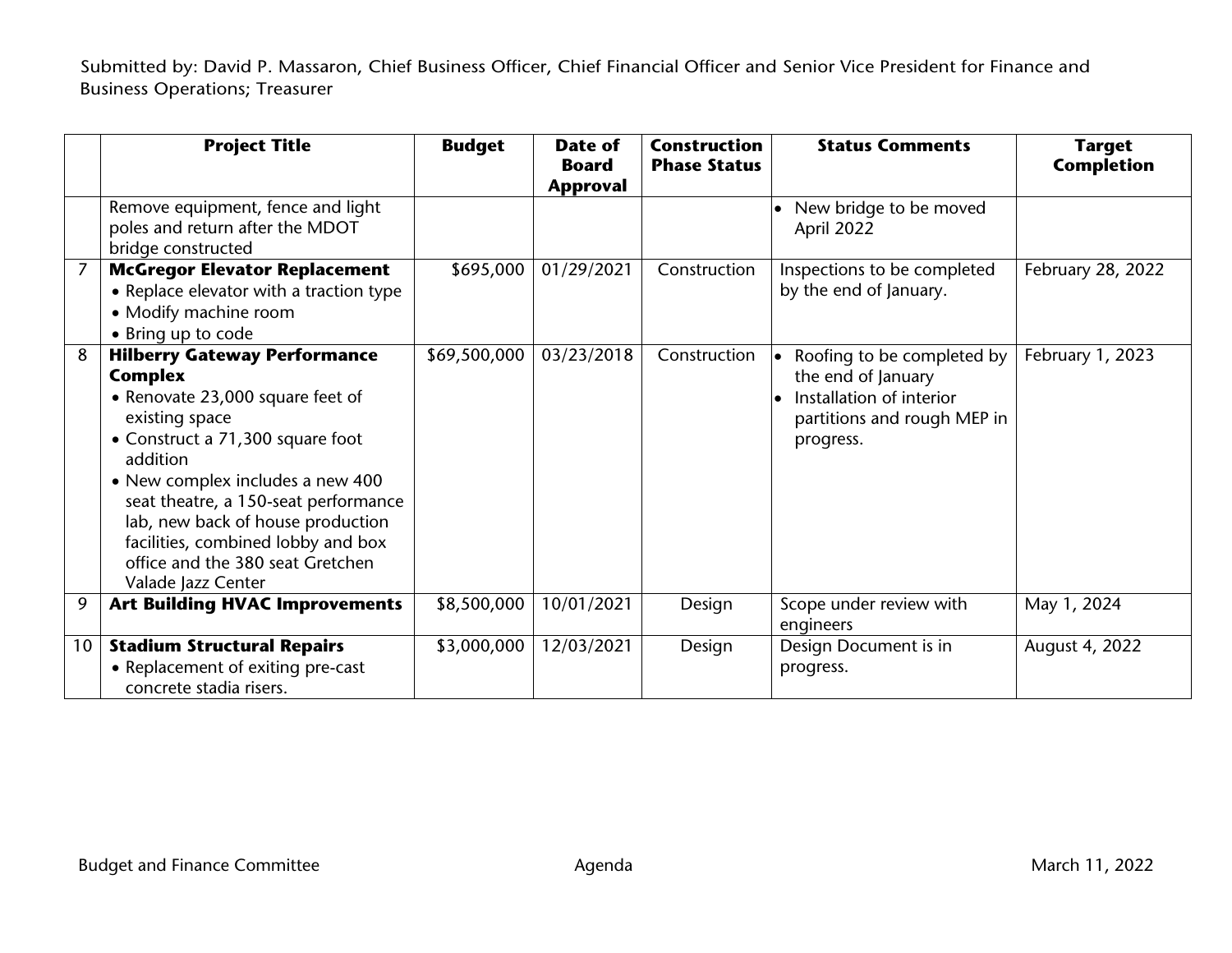Submitted by: David P. Massaron, Chief Business Officer, Chief Financial Officer and Senior Vice President for Finance and Business Operations; Treasurer

| | Project Title | Budget | Date of Board Approval | Construction Phase Status | Status Comments | Target Completion |
|---|---|---|---|---|---|---|
| | Remove equipment, fence and light poles and return after the MDOT bridge constructed | | | | • New bridge to be moved April 2022 | |
| 7 | **McGregor Elevator Replacement**<br>• Replace elevator with a traction type<br>• Modify machine room<br>• Bring up to code | $695,000 | 01/29/2021 | Construction | Inspections to be completed by the end of January. | February 28, 2022 |
| 8 | **Hilberry Gateway Performance Complex**<br>• Renovate 23,000 square feet of existing space<br>• Construct a 71,300 square foot addition<br>• New complex includes a new 400 seat theatre, a 150-seat performance lab, new back of house production facilities, combined lobby and box office and the 380 seat Gretchen Valade Jazz Center | $69,500,000 | 03/23/2018 | Construction | • Roofing to be completed by the end of January<br>• Installation of interior partitions and rough MEP in progress. | February 1, 2023 |
| 9 | **Art Building HVAC Improvements** | $8,500,000 | 10/01/2021 | Design | Scope under review with engineers | May 1, 2024 |
| 10 | **Stadium Structural Repairs**<br>• Replacement of exiting pre-cast concrete stadia risers. | $3,000,000 | 12/03/2021 | Design | Design Document is in progress. | August 4, 2022 |